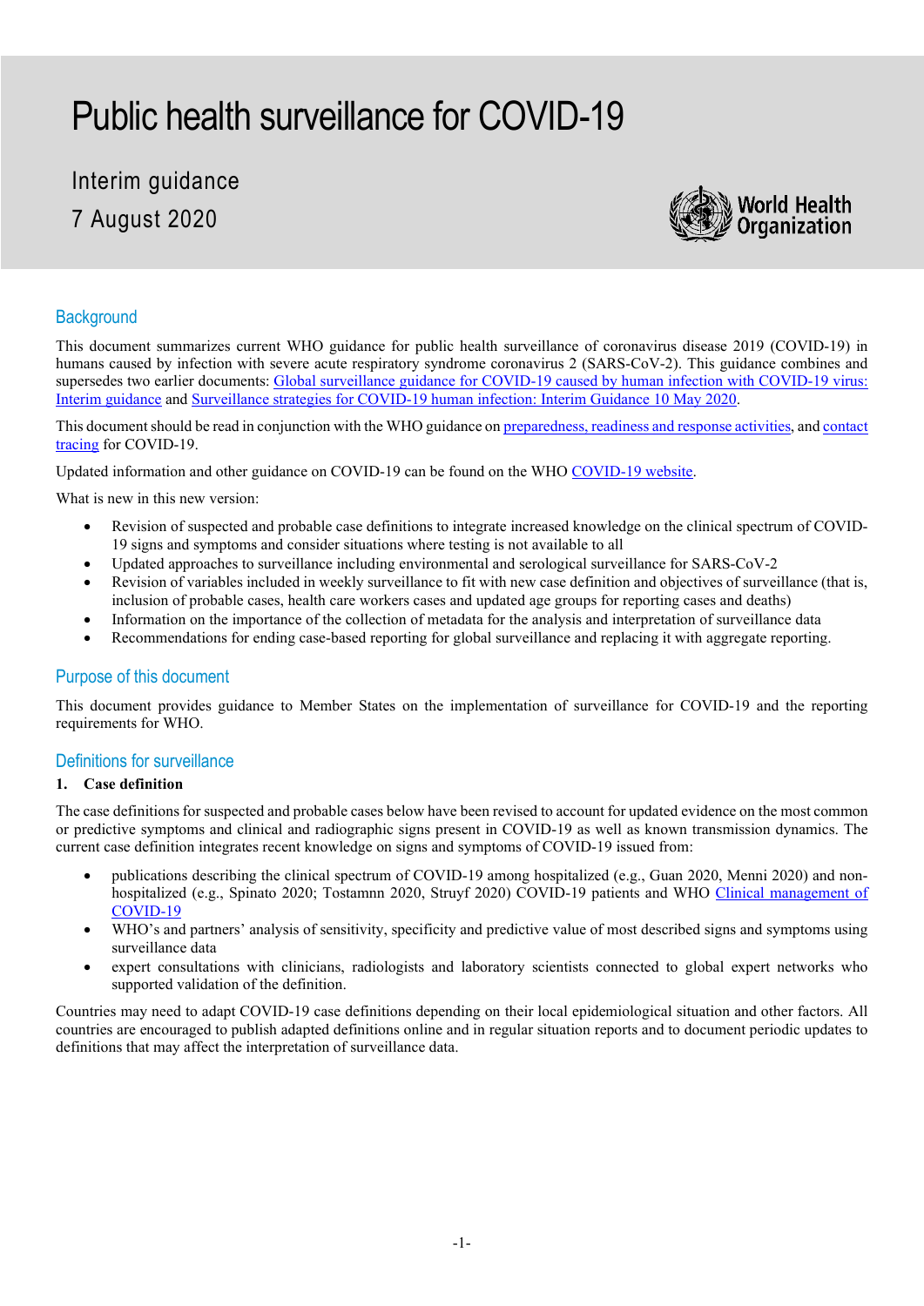# Public health surveillance for COVID-19

Interim guidance

7 August 2020

World Health Organization

## Background

This document summarizes current WHO guidance for public health surveillance of coronavirus disease 2019 (COVID-19) in humans caused by infection with severe acute respiratory syndrome coronavirus 2 (SARS-CoV-2). This guidance combines and supersedes two earlier documents: Global surveillance guidance for COVID-19 caused by human infection with COVID-19 virus: Interim guidance and Surveillance strategies for COVID-19 human infection: Interim Guidance 10 May 2020.

This document should be read in conjunction with the WHO guidance on preparedness, readiness and response activities, and contact tracing for COVID-19.

Updated information and other guidance on COVID-19 can be found on the WHO COVID-19 website.

What is new in this new version:

- Revision of suspected and probable case definitions to integrate increased knowledge on the clinical spectrum of COVID-19 signs and symptoms and consider situations where testing is not available to all
- Updated approaches to surveillance including environmental and serological surveillance for SARS-CoV-2
- Revision of variables included in weekly surveillance to fit with new case definition and objectives of surveillance (that is, inclusion of probable cases, health care workers cases and updated age groups for reporting cases and deaths)
- Information on the importance of the collection of metadata for the analysis and interpretation of surveillance data
- Recommendations for ending case-based reporting for global surveillance and replacing it with aggregate reporting.

## Purpose of this document

This document provides guidance to Member States on the implementation of surveillance for COVID-19 and the reporting requirements for WHO.

## Definitions for surveillance

### 1. Case definition

The case definitions for suspected and probable cases below have been revised to account for updated evidence on the most common or predictive symptoms and clinical and radiographic signs present in COVID-19 as well as known transmission dynamics. The current case definition integrates recent knowledge on signs and symptoms of COVID-19 issued from:

- publications describing the clinical spectrum of COVID-19 among hospitalized (e.g., Guan 2020, Menni 2020) and non-hospitalized (e.g., Spinato 2020; Tostamnn 2020, Struyf 2020) COVID-19 patients and WHO Clinical management of COVID-19
- WHO's and partners' analysis of sensitivity, specificity and predictive value of most described signs and symptoms using surveillance data
- expert consultations with clinicians, radiologists and laboratory scientists connected to global expert networks who supported validation of the definition.

Countries may need to adapt COVID-19 case definitions depending on their local epidemiological situation and other factors. All countries are encouraged to publish adapted definitions online and in regular situation reports and to document periodic updates to definitions that may affect the interpretation of surveillance data.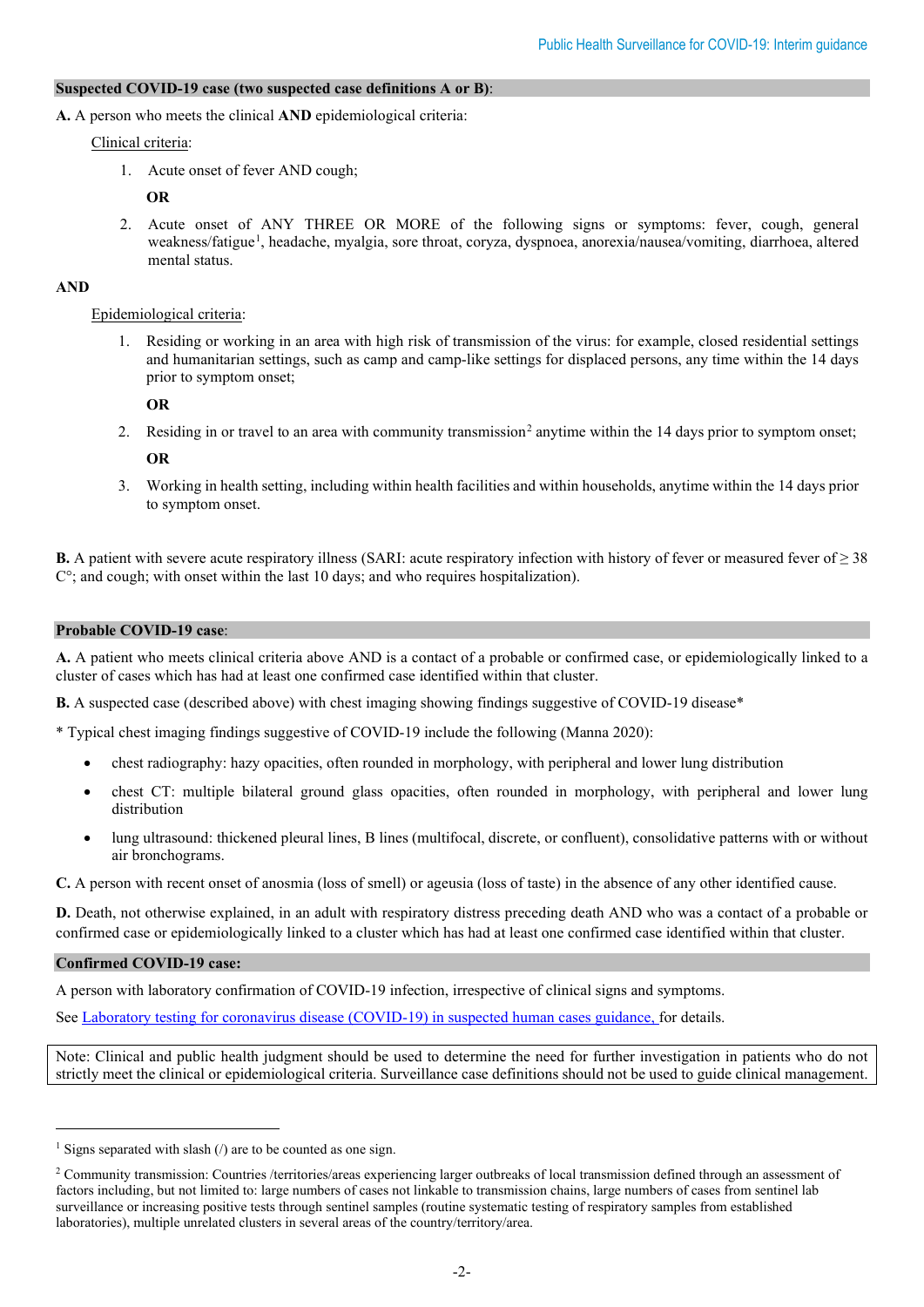**Suspected COVID-19 case (two suspected case definitions A or B)**:

**A.** A person who meets the clinical **AND** epidemiological criteria:

Clinical criteria:

1. Acute onset of fever AND cough;

   **OR**

2. Acute onset of ANY THREE OR MORE of the following signs or symptoms: fever, cough, general weakness/fatigue[1], headache, myalgia, sore throat, coryza, dyspnoea, anorexia/nausea/vomiting, diarrhoea, altered mental status.

**AND**

Epidemiological criteria:

1. Residing or working in an area with high risk of transmission of the virus: for example, closed residential settings and humanitarian settings, such as camp and camp-like settings for displaced persons, any time within the 14 days prior to symptom onset;

   **OR**

2. Residing in or travel to an area with community transmission[2] anytime within the 14 days prior to symptom onset;

   **OR**

3. Working in health setting, including within health facilities and within households, anytime within the 14 days prior to symptom onset.

**B.** A patient with severe acute respiratory illness (SARI: acute respiratory infection with history of fever or measured fever of ≥ 38 C°; and cough; with onset within the last 10 days; and who requires hospitalization).

**Probable COVID-19 case**:

**A.** A patient who meets clinical criteria above AND is a contact of a probable or confirmed case, or epidemiologically linked to a cluster of cases which has had at least one confirmed case identified within that cluster.

**B.** A suspected case (described above) with chest imaging showing findings suggestive of COVID-19 disease*

* Typical chest imaging findings suggestive of COVID-19 include the following (Manna 2020):

- chest radiography: hazy opacities, often rounded in morphology, with peripheral and lower lung distribution
- chest CT: multiple bilateral ground glass opacities, often rounded in morphology, with peripheral and lower lung distribution
- lung ultrasound: thickened pleural lines, B lines (multifocal, discrete, or confluent), consolidative patterns with or without air bronchograms.

**C.** A person with recent onset of anosmia (loss of smell) or ageusia (loss of taste) in the absence of any other identified cause.

**D.** Death, not otherwise explained, in an adult with respiratory distress preceding death AND who was a contact of a probable or confirmed case or epidemiologically linked to a cluster which has had at least one confirmed case identified within that cluster.

**Confirmed COVID-19 case:**

A person with laboratory confirmation of COVID-19 infection, irrespective of clinical signs and symptoms.

See Laboratory testing for coronavirus disease (COVID-19) in suspected human cases guidance, for details.

Note: Clinical and public health judgment should be used to determine the need for further investigation in patients who do not strictly meet the clinical or epidemiological criteria. Surveillance case definitions should not be used to guide clinical management.

---

[1] Signs separated with slash (/) are to be counted as one sign.

[2] Community transmission: Countries /territories/areas experiencing larger outbreaks of local transmission defined through an assessment of factors including, but not limited to: large numbers of cases not linkable to transmission chains, large numbers of cases from sentinel lab surveillance or increasing positive tests through sentinel samples (routine systematic testing of respiratory samples from established laboratories), multiple unrelated clusters in several areas of the country/territory/area.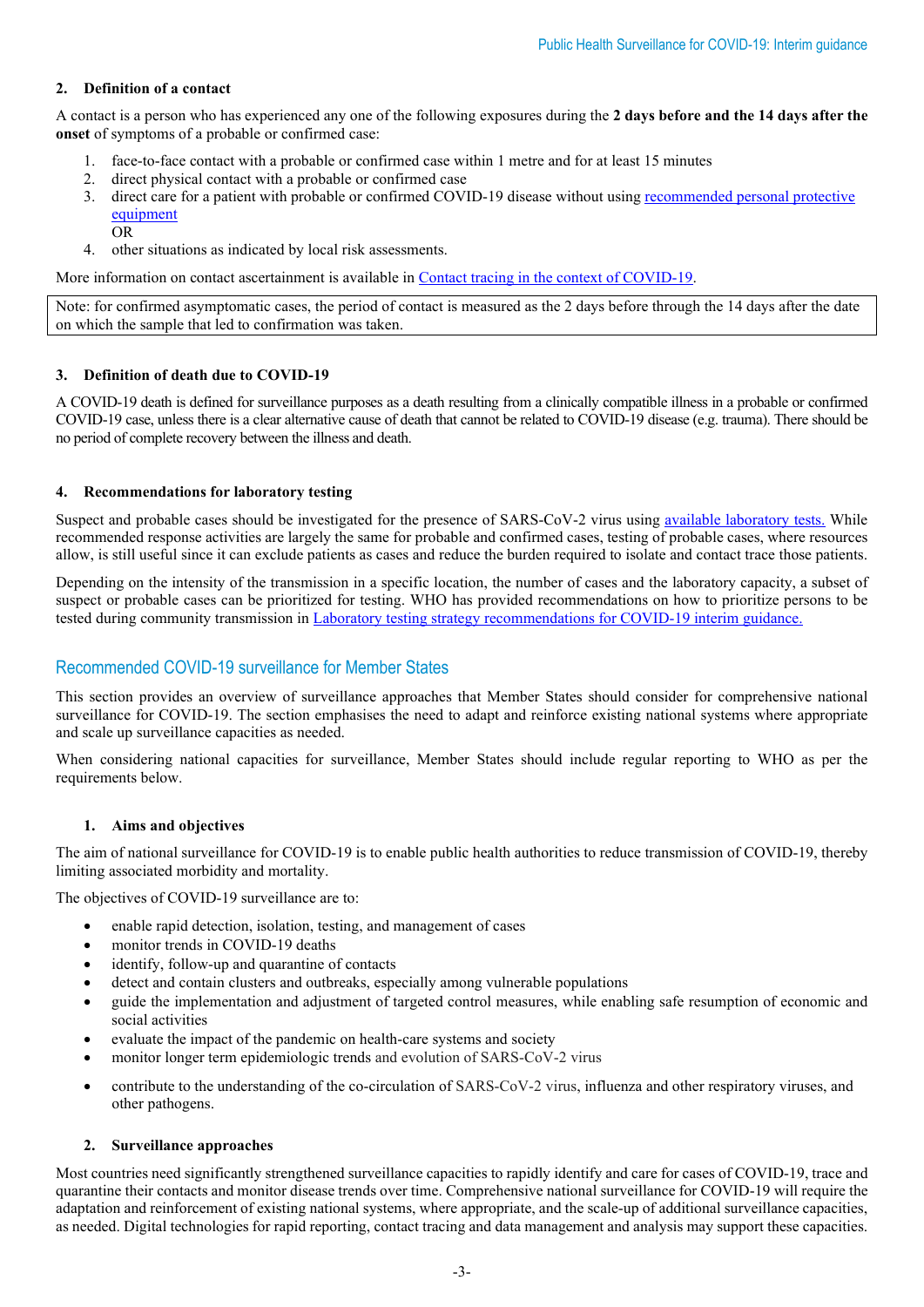### 2. Definition of a contact

A contact is a person who has experienced any one of the following exposures during the **2 days before and the 14 days after the onset** of symptoms of a probable or confirmed case:

1. face-to-face contact with a probable or confirmed case within 1 metre and for at least 15 minutes
2. direct physical contact with a probable or confirmed case
3. direct care for a patient with probable or confirmed COVID-19 disease without using recommended personal protective equipment
   OR
4. other situations as indicated by local risk assessments.

More information on contact ascertainment is available in Contact tracing in the context of COVID-19.

Note: for confirmed asymptomatic cases, the period of contact is measured as the 2 days before through the 14 days after the date on which the sample that led to confirmation was taken.

### 3. Definition of death due to COVID-19

A COVID-19 death is defined for surveillance purposes as a death resulting from a clinically compatible illness in a probable or confirmed COVID-19 case, unless there is a clear alternative cause of death that cannot be related to COVID-19 disease (e.g. trauma). There should be no period of complete recovery between the illness and death.

### 4. Recommendations for laboratory testing

Suspect and probable cases should be investigated for the presence of SARS-CoV-2 virus using available laboratory tests. While recommended response activities are largely the same for probable and confirmed cases, testing of probable cases, where resources allow, is still useful since it can exclude patients as cases and reduce the burden required to isolate and contact trace those patients.

Depending on the intensity of the transmission in a specific location, the number of cases and the laboratory capacity, a subset of suspect or probable cases can be prioritized for testing. WHO has provided recommendations on how to prioritize persons to be tested during community transmission in Laboratory testing strategy recommendations for COVID-19 interim guidance.

## Recommended COVID-19 surveillance for Member States

This section provides an overview of surveillance approaches that Member States should consider for comprehensive national surveillance for COVID-19. The section emphasises the need to adapt and reinforce existing national systems where appropriate and scale up surveillance capacities as needed.

When considering national capacities for surveillance, Member States should include regular reporting to WHO as per the requirements below.

### 1. Aims and objectives

The aim of national surveillance for COVID-19 is to enable public health authorities to reduce transmission of COVID-19, thereby limiting associated morbidity and mortality.

The objectives of COVID-19 surveillance are to:

- enable rapid detection, isolation, testing, and management of cases
- monitor trends in COVID-19 deaths
- identify, follow-up and quarantine of contacts
- detect and contain clusters and outbreaks, especially among vulnerable populations
- guide the implementation and adjustment of targeted control measures, while enabling safe resumption of economic and social activities
- evaluate the impact of the pandemic on health-care systems and society
- monitor longer term epidemiologic trends and evolution of SARS-CoV-2 virus
- contribute to the understanding of the co-circulation of SARS-CoV-2 virus, influenza and other respiratory viruses, and other pathogens.

### 2. Surveillance approaches

Most countries need significantly strengthened surveillance capacities to rapidly identify and care for cases of COVID-19, trace and quarantine their contacts and monitor disease trends over time. Comprehensive national surveillance for COVID-19 will require the adaptation and reinforcement of existing national systems, where appropriate, and the scale-up of additional surveillance capacities, as needed. Digital technologies for rapid reporting, contact tracing and data management and analysis may support these capacities.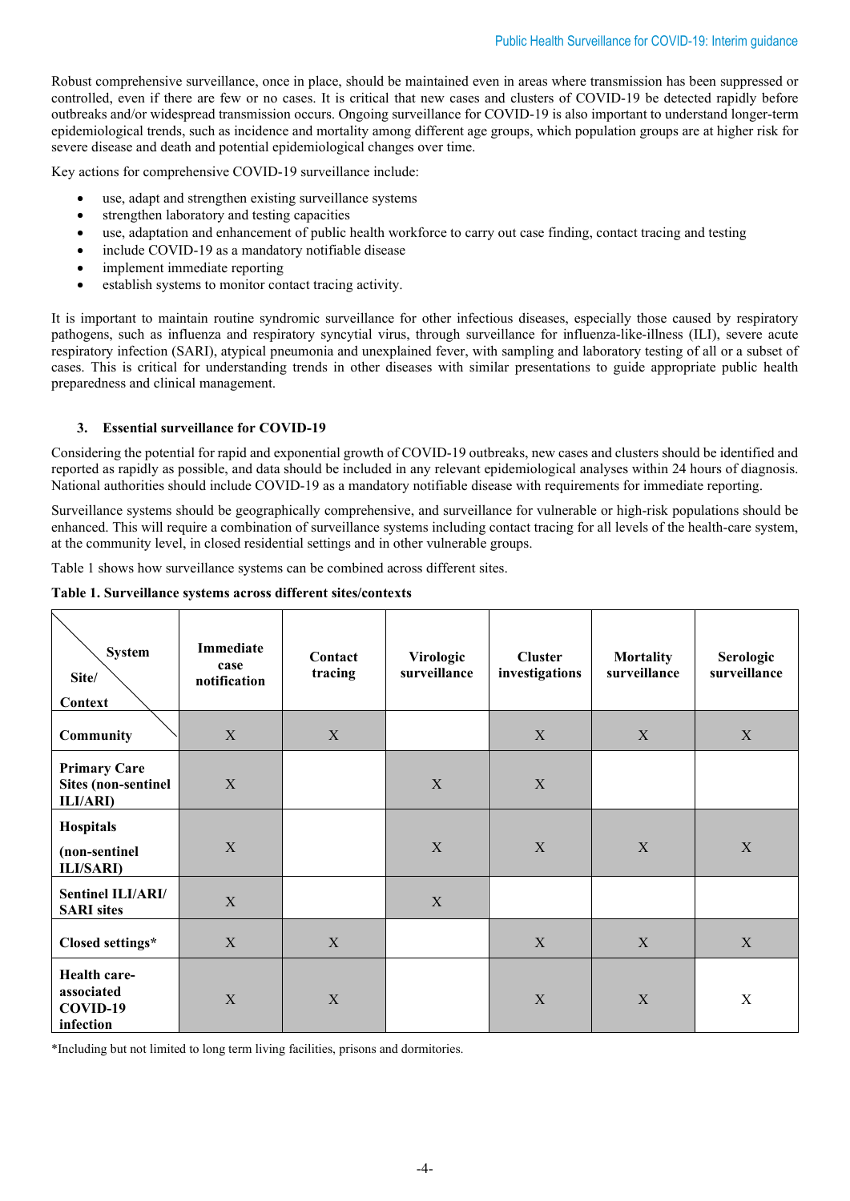Robust comprehensive surveillance, once in place, should be maintained even in areas where transmission has been suppressed or controlled, even if there are few or no cases. It is critical that new cases and clusters of COVID-19 be detected rapidly before outbreaks and/or widespread transmission occurs. Ongoing surveillance for COVID-19 is also important to understand longer-term epidemiological trends, such as incidence and mortality among different age groups, which population groups are at higher risk for severe disease and death and potential epidemiological changes over time.

Key actions for comprehensive COVID-19 surveillance include:

- use, adapt and strengthen existing surveillance systems
- strengthen laboratory and testing capacities
- use, adaptation and enhancement of public health workforce to carry out case finding, contact tracing and testing
- include COVID-19 as a mandatory notifiable disease
- implement immediate reporting
- establish systems to monitor contact tracing activity.

It is important to maintain routine syndromic surveillance for other infectious diseases, especially those caused by respiratory pathogens, such as influenza and respiratory syncytial virus, through surveillance for influenza-like-illness (ILI), severe acute respiratory infection (SARI), atypical pneumonia and unexplained fever, with sampling and laboratory testing of all or a subset of cases. This is critical for understanding trends in other diseases with similar presentations to guide appropriate public health preparedness and clinical management.

### 3. Essential surveillance for COVID-19

Considering the potential for rapid and exponential growth of COVID-19 outbreaks, new cases and clusters should be identified and reported as rapidly as possible, and data should be included in any relevant epidemiological analyses within 24 hours of diagnosis. National authorities should include COVID-19 as a mandatory notifiable disease with requirements for immediate reporting.

Surveillance systems should be geographically comprehensive, and surveillance for vulnerable or high-risk populations should be enhanced. This will require a combination of surveillance systems including contact tracing for all levels of the health-care system, at the community level, in closed residential settings and in other vulnerable groups.

Table 1 shows how surveillance systems can be combined across different sites.

**Table 1. Surveillance systems across different sites/contexts**

| System / Site/Context | Immediate case notification | Contact tracing | Virologic surveillance | Cluster investigations | Mortality surveillance | Serologic surveillance |
|---|---|---|---|---|---|---|
| **Community** | X | X | | X | X | X |
| **Primary Care Sites (non-sentinel ILI/ARI)** | X | | X | X | | |
| **Hospitals (non-sentinel ILI/SARI)** | X | | X | X | X | X |
| **Sentinel ILI/ARI/ SARI sites** | X | | X | | | |
| **Closed settings*** | X | X | | X | X | X |
| **Health care-associated COVID-19 infection** | X | X | | X | X | X |

*Including but not limited to long term living facilities, prisons and dormitories.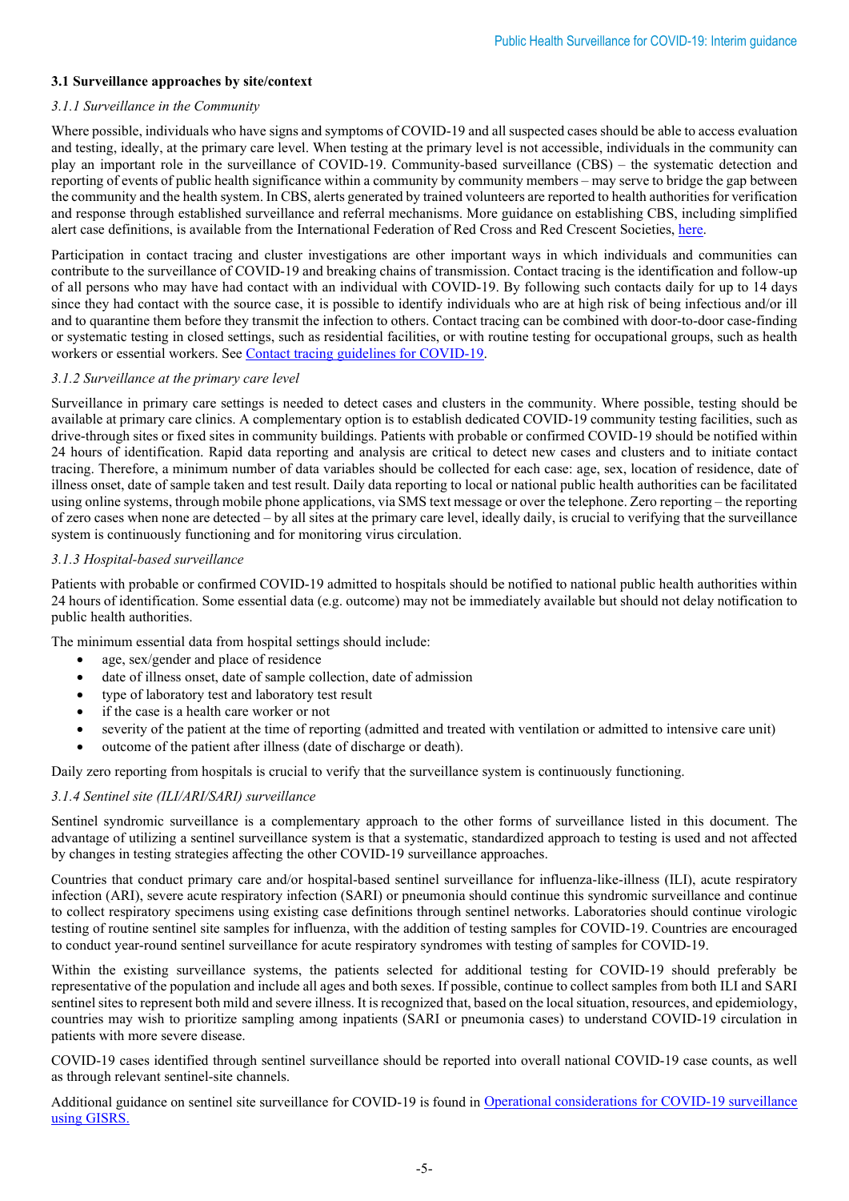**3.1 Surveillance approaches by site/context**

*3.1.1 Surveillance in the Community*

Where possible, individuals who have signs and symptoms of COVID-19 and all suspected cases should be able to access evaluation and testing, ideally, at the primary care level. When testing at the primary level is not accessible, individuals in the community can play an important role in the surveillance of COVID-19. Community-based surveillance (CBS) – the systematic detection and reporting of events of public health significance within a community by community members – may serve to bridge the gap between the community and the health system. In CBS, alerts generated by trained volunteers are reported to health authorities for verification and response through established surveillance and referral mechanisms. More guidance on establishing CBS, including simplified alert case definitions, is available from the International Federation of Red Cross and Red Crescent Societies, here.

Participation in contact tracing and cluster investigations are other important ways in which individuals and communities can contribute to the surveillance of COVID-19 and breaking chains of transmission. Contact tracing is the identification and follow-up of all persons who may have had contact with an individual with COVID-19. By following such contacts daily for up to 14 days since they had contact with the source case, it is possible to identify individuals who are at high risk of being infectious and/or ill and to quarantine them before they transmit the infection to others. Contact tracing can be combined with door-to-door case-finding or systematic testing in closed settings, such as residential facilities, or with routine testing for occupational groups, such as health workers or essential workers. See Contact tracing guidelines for COVID-19.

*3.1.2 Surveillance at the primary care level*

Surveillance in primary care settings is needed to detect cases and clusters in the community. Where possible, testing should be available at primary care clinics. A complementary option is to establish dedicated COVID-19 community testing facilities, such as drive-through sites or fixed sites in community buildings. Patients with probable or confirmed COVID-19 should be notified within 24 hours of identification. Rapid data reporting and analysis are critical to detect new cases and clusters and to initiate contact tracing. Therefore, a minimum number of data variables should be collected for each case: age, sex, location of residence, date of illness onset, date of sample taken and test result. Daily data reporting to local or national public health authorities can be facilitated using online systems, through mobile phone applications, via SMS text message or over the telephone. Zero reporting – the reporting of zero cases when none are detected – by all sites at the primary care level, ideally daily, is crucial to verifying that the surveillance system is continuously functioning and for monitoring virus circulation.

*3.1.3 Hospital-based surveillance*

Patients with probable or confirmed COVID-19 admitted to hospitals should be notified to national public health authorities within 24 hours of identification. Some essential data (e.g. outcome) may not be immediately available but should not delay notification to public health authorities.

The minimum essential data from hospital settings should include:

- age, sex/gender and place of residence
- date of illness onset, date of sample collection, date of admission
- type of laboratory test and laboratory test result
- if the case is a health care worker or not
- severity of the patient at the time of reporting (admitted and treated with ventilation or admitted to intensive care unit)
- outcome of the patient after illness (date of discharge or death).

Daily zero reporting from hospitals is crucial to verify that the surveillance system is continuously functioning.

*3.1.4 Sentinel site (ILI/ARI/SARI) surveillance*

Sentinel syndromic surveillance is a complementary approach to the other forms of surveillance listed in this document. The advantage of utilizing a sentinel surveillance system is that a systematic, standardized approach to testing is used and not affected by changes in testing strategies affecting the other COVID-19 surveillance approaches.

Countries that conduct primary care and/or hospital-based sentinel surveillance for influenza-like-illness (ILI), acute respiratory infection (ARI), severe acute respiratory infection (SARI) or pneumonia should continue this syndromic surveillance and continue to collect respiratory specimens using existing case definitions through sentinel networks. Laboratories should continue virologic testing of routine sentinel site samples for influenza, with the addition of testing samples for COVID-19. Countries are encouraged to conduct year-round sentinel surveillance for acute respiratory syndromes with testing of samples for COVID-19.

Within the existing surveillance systems, the patients selected for additional testing for COVID-19 should preferably be representative of the population and include all ages and both sexes. If possible, continue to collect samples from both ILI and SARI sentinel sites to represent both mild and severe illness. It is recognized that, based on the local situation, resources, and epidemiology, countries may wish to prioritize sampling among inpatients (SARI or pneumonia cases) to understand COVID-19 circulation in patients with more severe disease.

COVID-19 cases identified through sentinel surveillance should be reported into overall national COVID-19 case counts, as well as through relevant sentinel-site channels.

Additional guidance on sentinel site surveillance for COVID-19 is found in Operational considerations for COVID-19 surveillance using GISRS.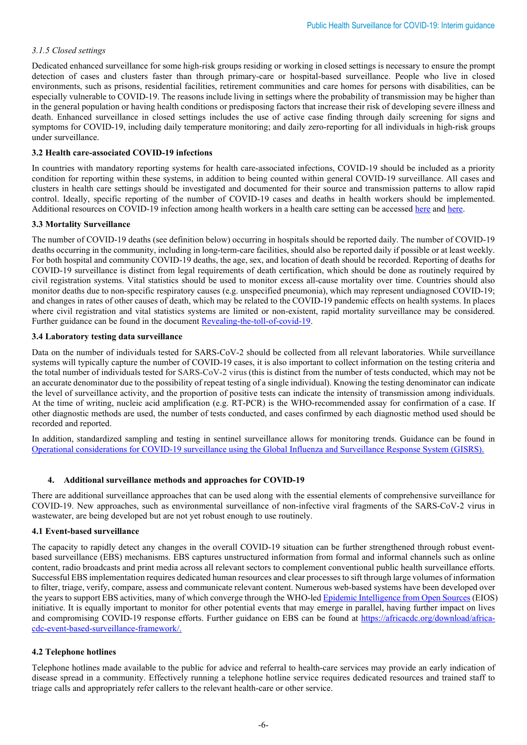*3.1.5 Closed settings*

Dedicated enhanced surveillance for some high-risk groups residing or working in closed settings is necessary to ensure the prompt detection of cases and clusters faster than through primary-care or hospital-based surveillance. People who live in closed environments, such as prisons, residential facilities, retirement communities and care homes for persons with disabilities, can be especially vulnerable to COVID-19. The reasons include living in settings where the probability of transmission may be higher than in the general population or having health conditions or predisposing factors that increase their risk of developing severe illness and death. Enhanced surveillance in closed settings includes the use of active case finding through daily screening for signs and symptoms for COVID-19, including daily temperature monitoring; and daily zero-reporting for all individuals in high-risk groups under surveillance.

### 3.2 Health care-associated COVID-19 infections

In countries with mandatory reporting systems for health care-associated infections, COVID-19 should be included as a priority condition for reporting within these systems, in addition to being counted within general COVID-19 surveillance. All cases and clusters in health care settings should be investigated and documented for their source and transmission patterns to allow rapid control. Ideally, specific reporting of the number of COVID-19 cases and deaths in health workers should be implemented. Additional resources on COVID-19 infection among health workers in a health care setting can be accessed here and here.

### 3.3 Mortality Surveillance

The number of COVID-19 deaths (see definition below) occurring in hospitals should be reported daily. The number of COVID-19 deaths occurring in the community, including in long-term-care facilities, should also be reported daily if possible or at least weekly. For both hospital and community COVID-19 deaths, the age, sex, and location of death should be recorded. Reporting of deaths for COVID-19 surveillance is distinct from legal requirements of death certification, which should be done as routinely required by civil registration systems. Vital statistics should be used to monitor excess all-cause mortality over time. Countries should also monitor deaths due to non-specific respiratory causes (e.g. unspecified pneumonia), which may represent undiagnosed COVID-19; and changes in rates of other causes of death, which may be related to the COVID-19 pandemic effects on health systems. In places where civil registration and vital statistics systems are limited or non-existent, rapid mortality surveillance may be considered. Further guidance can be found in the document Revealing-the-toll-of-covid-19.

### 3.4 Laboratory testing data surveillance

Data on the number of individuals tested for SARS-CoV-2 should be collected from all relevant laboratories. While surveillance systems will typically capture the number of COVID-19 cases, it is also important to collect information on the testing criteria and the total number of individuals tested for SARS-CoV-2 virus (this is distinct from the number of tests conducted, which may not be an accurate denominator due to the possibility of repeat testing of a single individual). Knowing the testing denominator can indicate the level of surveillance activity, and the proportion of positive tests can indicate the intensity of transmission among individuals. At the time of writing, nucleic acid amplification (e.g. RT-PCR) is the WHO-recommended assay for confirmation of a case. If other diagnostic methods are used, the number of tests conducted, and cases confirmed by each diagnostic method used should be recorded and reported.

In addition, standardized sampling and testing in sentinel surveillance allows for monitoring trends. Guidance can be found in Operational considerations for COVID-19 surveillance using the Global Influenza and Surveillance Response System (GISRS).

## 4. Additional surveillance methods and approaches for COVID-19

There are additional surveillance approaches that can be used along with the essential elements of comprehensive surveillance for COVID-19. New approaches, such as environmental surveillance of non-infective viral fragments of the SARS-CoV-2 virus in wastewater, are being developed but are not yet robust enough to use routinely.

### 4.1 Event-based surveillance

The capacity to rapidly detect any changes in the overall COVID-19 situation can be further strengthened through robust event-based surveillance (EBS) mechanisms. EBS captures unstructured information from formal and informal channels such as online content, radio broadcasts and print media across all relevant sectors to complement conventional public health surveillance efforts. Successful EBS implementation requires dedicated human resources and clear processes to sift through large volumes of information to filter, triage, verify, compare, assess and communicate relevant content. Numerous web-based systems have been developed over the years to support EBS activities, many of which converge through the WHO-led Epidemic Intelligence from Open Sources (EIOS) initiative. It is equally important to monitor for other potential events that may emerge in parallel, having further impact on lives and compromising COVID-19 response efforts. Further guidance on EBS can be found at https://africacdc.org/download/africa-cdc-event-based-surveillance-framework/.

### 4.2 Telephone hotlines

Telephone hotlines made available to the public for advice and referral to health-care services may provide an early indication of disease spread in a community. Effectively running a telephone hotline service requires dedicated resources and trained staff to triage calls and appropriately refer callers to the relevant health-care or other service.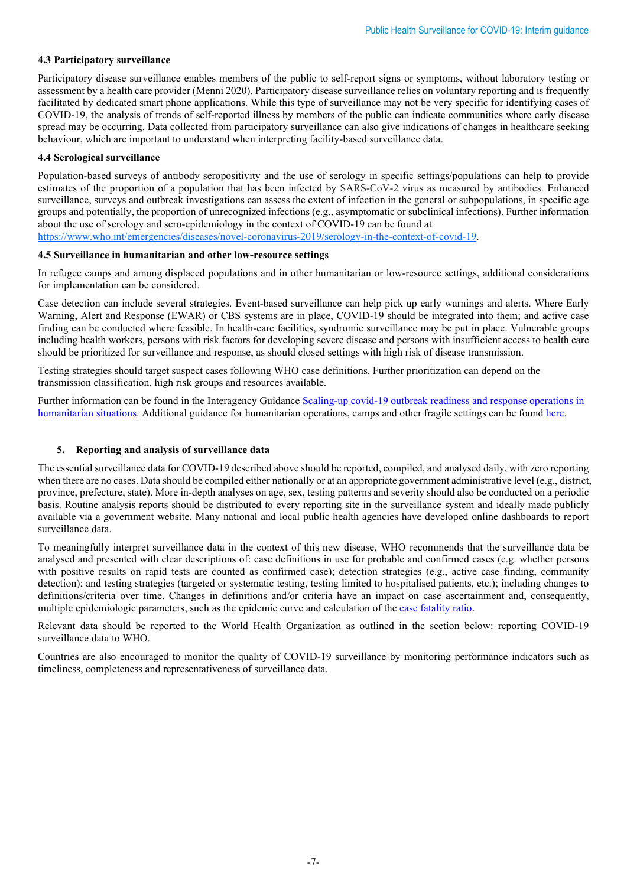### 4.3 Participatory surveillance

Participatory disease surveillance enables members of the public to self-report signs or symptoms, without laboratory testing or assessment by a health care provider (Menni 2020). Participatory disease surveillance relies on voluntary reporting and is frequently facilitated by dedicated smart phone applications. While this type of surveillance may not be very specific for identifying cases of COVID-19, the analysis of trends of self-reported illness by members of the public can indicate communities where early disease spread may be occurring. Data collected from participatory surveillance can also give indications of changes in healthcare seeking behaviour, which are important to understand when interpreting facility-based surveillance data.

### 4.4 Serological surveillance

Population-based surveys of antibody seropositivity and the use of serology in specific settings/populations can help to provide estimates of the proportion of a population that has been infected by SARS-CoV-2 virus as measured by antibodies. Enhanced surveillance, surveys and outbreak investigations can assess the extent of infection in the general or subpopulations, in specific age groups and potentially, the proportion of unrecognized infections (e.g., asymptomatic or subclinical infections). Further information about the use of serology and sero-epidemiology in the context of COVID-19 can be found at [https://www.who.int/emergencies/diseases/novel-coronavirus-2019/serology-in-the-context-of-covid-19](https://www.who.int/emergencies/diseases/novel-coronavirus-2019/serology-in-the-context-of-covid-19).

### 4.5 Surveillance in humanitarian and other low-resource settings

In refugee camps and among displaced populations and in other humanitarian or low-resource settings, additional considerations for implementation can be considered.

Case detection can include several strategies. Event-based surveillance can help pick up early warnings and alerts. Where Early Warning, Alert and Response (EWAR) or CBS systems are in place, COVID-19 should be integrated into them; and active case finding can be conducted where feasible. In health-care facilities, syndromic surveillance may be put in place. Vulnerable groups including health workers, persons with risk factors for developing severe disease and persons with insufficient access to health care should be prioritized for surveillance and response, as should closed settings with high risk of disease transmission.

Testing strategies should target suspect cases following WHO case definitions. Further prioritization can depend on the transmission classification, high risk groups and resources available.

Further information can be found in the Interagency Guidance Scaling-up covid-19 outbreak readiness and response operations in humanitarian situations. Additional guidance for humanitarian operations, camps and other fragile settings can be found here.

## 5. Reporting and analysis of surveillance data

The essential surveillance data for COVID-19 described above should be reported, compiled, and analysed daily, with zero reporting when there are no cases. Data should be compiled either nationally or at an appropriate government administrative level (e.g., district, province, prefecture, state). More in-depth analyses on age, sex, testing patterns and severity should also be conducted on a periodic basis. Routine analysis reports should be distributed to every reporting site in the surveillance system and ideally made publicly available via a government website. Many national and local public health agencies have developed online dashboards to report surveillance data.

To meaningfully interpret surveillance data in the context of this new disease, WHO recommends that the surveillance data be analysed and presented with clear descriptions of: case definitions in use for probable and confirmed cases (e.g. whether persons with positive results on rapid tests are counted as confirmed case); detection strategies (e.g., active case finding, community detection); and testing strategies (targeted or systematic testing, testing limited to hospitalised patients, etc.); including changes to definitions/criteria over time. Changes in definitions and/or criteria have an impact on case ascertainment and, consequently, multiple epidemiologic parameters, such as the epidemic curve and calculation of the case fatality ratio.

Relevant data should be reported to the World Health Organization as outlined in the section below: reporting COVID-19 surveillance data to WHO.

Countries are also encouraged to monitor the quality of COVID-19 surveillance by monitoring performance indicators such as timeliness, completeness and representativeness of surveillance data.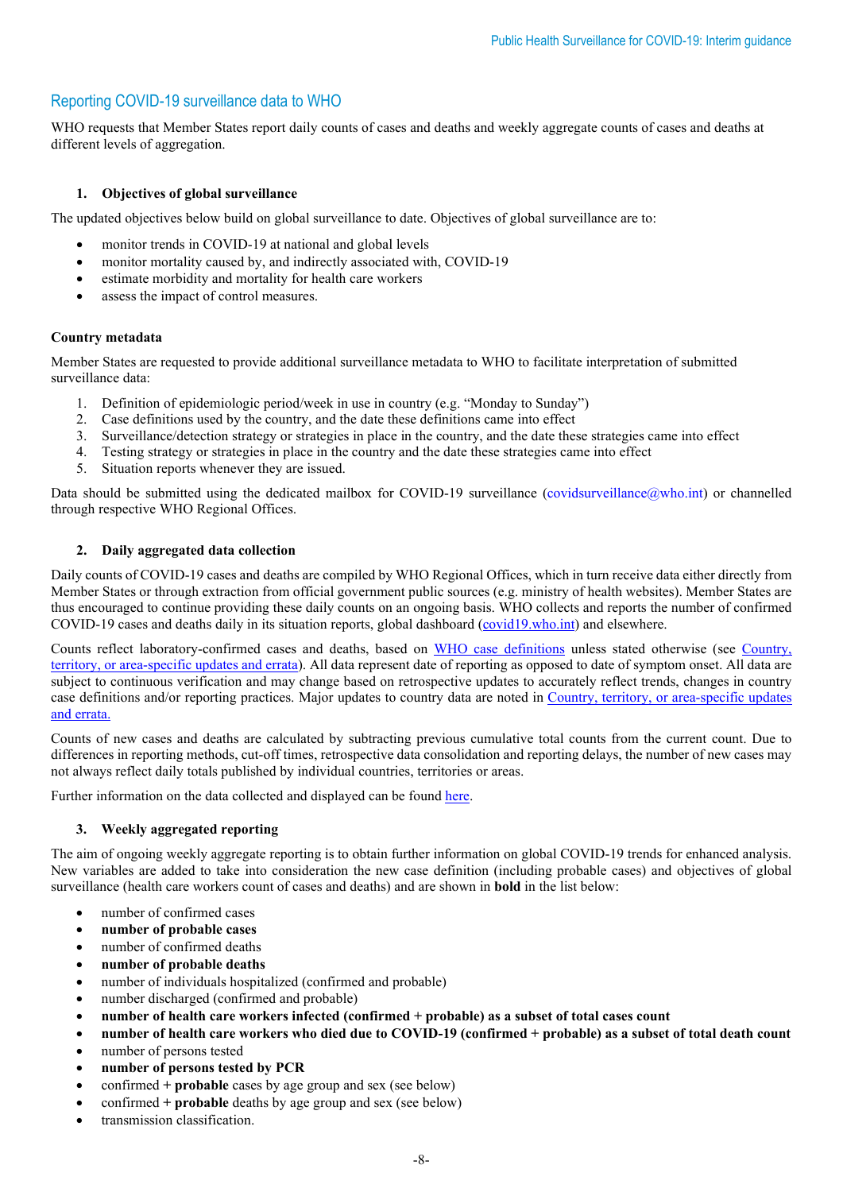## Reporting COVID-19 surveillance data to WHO

WHO requests that Member States report daily counts of cases and deaths and weekly aggregate counts of cases and deaths at different levels of aggregation.

### 1. Objectives of global surveillance

The updated objectives below build on global surveillance to date. Objectives of global surveillance are to:

- monitor trends in COVID-19 at national and global levels
- monitor mortality caused by, and indirectly associated with, COVID-19
- estimate morbidity and mortality for health care workers
- assess the impact of control measures.

**Country metadata**

Member States are requested to provide additional surveillance metadata to WHO to facilitate interpretation of submitted surveillance data:

1. Definition of epidemiologic period/week in use in country (e.g. "Monday to Sunday")
2. Case definitions used by the country, and the date these definitions came into effect
3. Surveillance/detection strategy or strategies in place in the country, and the date these strategies came into effect
4. Testing strategy or strategies in place in the country and the date these strategies came into effect
5. Situation reports whenever they are issued.

Data should be submitted using the dedicated mailbox for COVID-19 surveillance (covidsurveillance@who.int) or channelled through respective WHO Regional Offices.

### 2. Daily aggregated data collection

Daily counts of COVID-19 cases and deaths are compiled by WHO Regional Offices, which in turn receive data either directly from Member States or through extraction from official government public sources (e.g. ministry of health websites). Member States are thus encouraged to continue providing these daily counts on an ongoing basis. WHO collects and reports the number of confirmed COVID-19 cases and deaths daily in its situation reports, global dashboard (covid19.who.int) and elsewhere.

Counts reflect laboratory-confirmed cases and deaths, based on WHO case definitions unless stated otherwise (see Country, territory, or area-specific updates and errata). All data represent date of reporting as opposed to date of symptom onset. All data are subject to continuous verification and may change based on retrospective updates to accurately reflect trends, changes in country case definitions and/or reporting practices. Major updates to country data are noted in Country, territory, or area-specific updates and errata.

Counts of new cases and deaths are calculated by subtracting previous cumulative total counts from the current count. Due to differences in reporting methods, cut-off times, retrospective data consolidation and reporting delays, the number of new cases may not always reflect daily totals published by individual countries, territories or areas.

Further information on the data collected and displayed can be found here.

### 3. Weekly aggregated reporting

The aim of ongoing weekly aggregate reporting is to obtain further information on global COVID-19 trends for enhanced analysis. New variables are added to take into consideration the new case definition (including probable cases) and objectives of global surveillance (health care workers count of cases and deaths) and are shown in **bold** in the list below:

- number of confirmed cases
- **number of probable cases**
- number of confirmed deaths
- **number of probable deaths**
- number of individuals hospitalized (confirmed and probable)
- number discharged (confirmed and probable)
- **number of health care workers infected (confirmed + probable) as a subset of total cases count**
- **number of health care workers who died due to COVID-19 (confirmed + probable) as a subset of total death count**
- number of persons tested
- **number of persons tested by PCR**
- confirmed + **probable** cases by age group and sex (see below)
- confirmed + **probable** deaths by age group and sex (see below)
- transmission classification.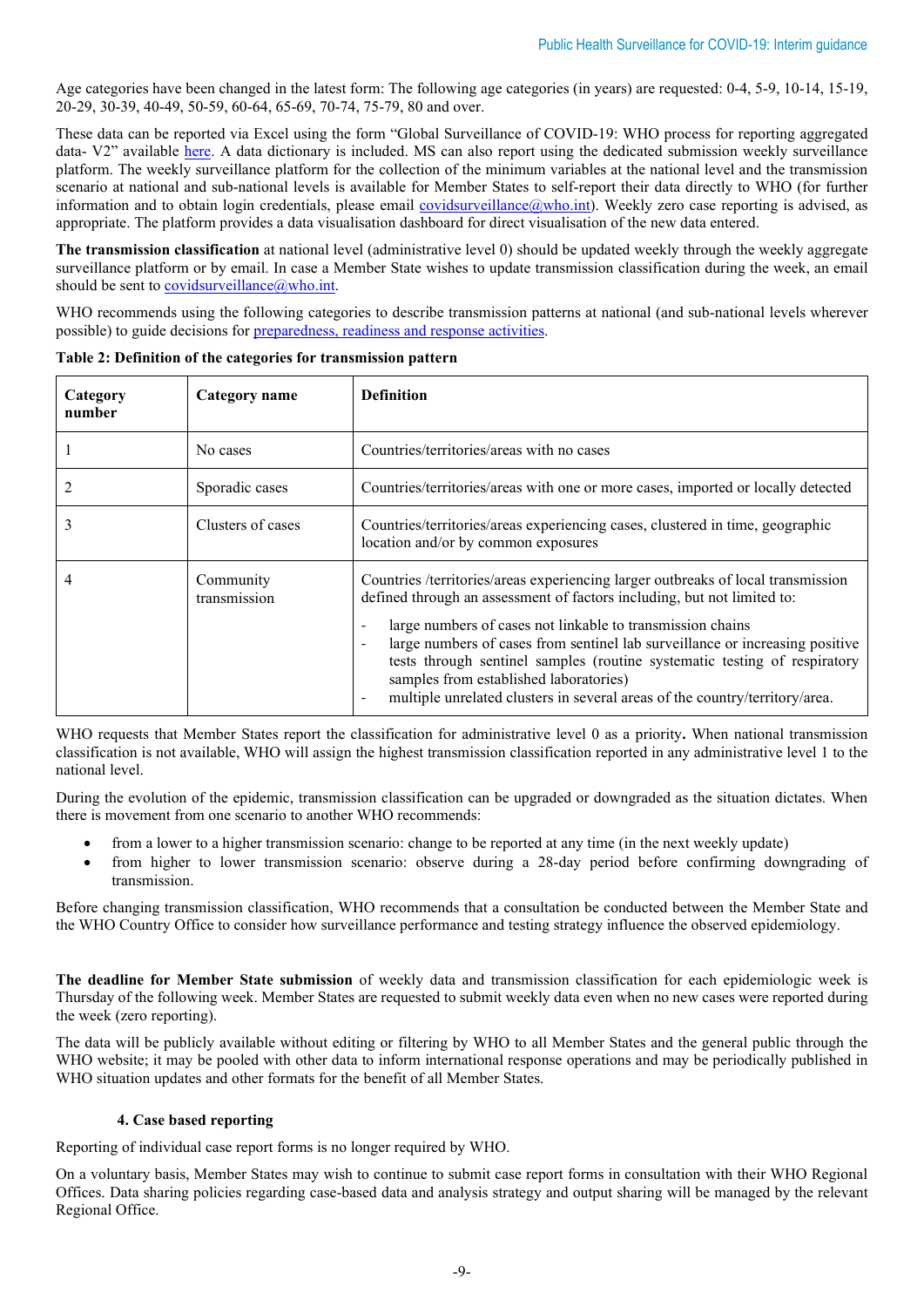Age categories have been changed in the latest form: The following age categories (in years) are requested: 0-4, 5-9, 10-14, 15-19, 20-29, 30-39, 40-49, 50-59, 60-64, 65-69, 70-74, 75-79, 80 and over.

These data can be reported via Excel using the form "Global Surveillance of COVID-19: WHO process for reporting aggregated data- V2" available here. A data dictionary is included. MS can also report using the dedicated submission weekly surveillance platform. The weekly surveillance platform for the collection of the minimum variables at the national level and the transmission scenario at national and sub-national levels is available for Member States to self-report their data directly to WHO (for further information and to obtain login credentials, please email covidsurveillance@who.int). Weekly zero case reporting is advised, as appropriate. The platform provides a data visualisation dashboard for direct visualisation of the new data entered.

**The transmission classification** at national level (administrative level 0) should be updated weekly through the weekly aggregate surveillance platform or by email. In case a Member State wishes to update transmission classification during the week, an email should be sent to covidsurveillance@who.int.

WHO recommends using the following categories to describe transmission patterns at national (and sub-national levels wherever possible) to guide decisions for preparedness, readiness and response activities.

**Table 2: Definition of the categories for transmission pattern**

| Category number | Category name | Definition |
|---|---|---|
| 1 | No cases | Countries/territories/areas with no cases |
| 2 | Sporadic cases | Countries/territories/areas with one or more cases, imported or locally detected |
| 3 | Clusters of cases | Countries/territories/areas experiencing cases, clustered in time, geographic location and/or by common exposures |
| 4 | Community transmission | Countries /territories/areas experiencing larger outbreaks of local transmission defined through an assessment of factors including, but not limited to:<br>- large numbers of cases not linkable to transmission chains<br>- large numbers of cases from sentinel lab surveillance or increasing positive tests through sentinel samples (routine systematic testing of respiratory samples from established laboratories)<br>- multiple unrelated clusters in several areas of the country/territory/area. |

WHO requests that Member States report the classification for administrative level 0 as a priority**.** When national transmission classification is not available, WHO will assign the highest transmission classification reported in any administrative level 1 to the national level.

During the evolution of the epidemic, transmission classification can be upgraded or downgraded as the situation dictates. When there is movement from one scenario to another WHO recommends:

- from a lower to a higher transmission scenario: change to be reported at any time (in the next weekly update)
- from higher to lower transmission scenario: observe during a 28-day period before confirming downgrading of transmission.

Before changing transmission classification, WHO recommends that a consultation be conducted between the Member State and the WHO Country Office to consider how surveillance performance and testing strategy influence the observed epidemiology.

**The deadline for Member State submission** of weekly data and transmission classification for each epidemiologic week is Thursday of the following week. Member States are requested to submit weekly data even when no new cases were reported during the week (zero reporting).

The data will be publicly available without editing or filtering by WHO to all Member States and the general public through the WHO website; it may be pooled with other data to inform international response operations and may be periodically published in WHO situation updates and other formats for the benefit of all Member States.

### 4. Case based reporting

Reporting of individual case report forms is no longer required by WHO.

On a voluntary basis, Member States may wish to continue to submit case report forms in consultation with their WHO Regional Offices. Data sharing policies regarding case-based data and analysis strategy and output sharing will be managed by the relevant Regional Office.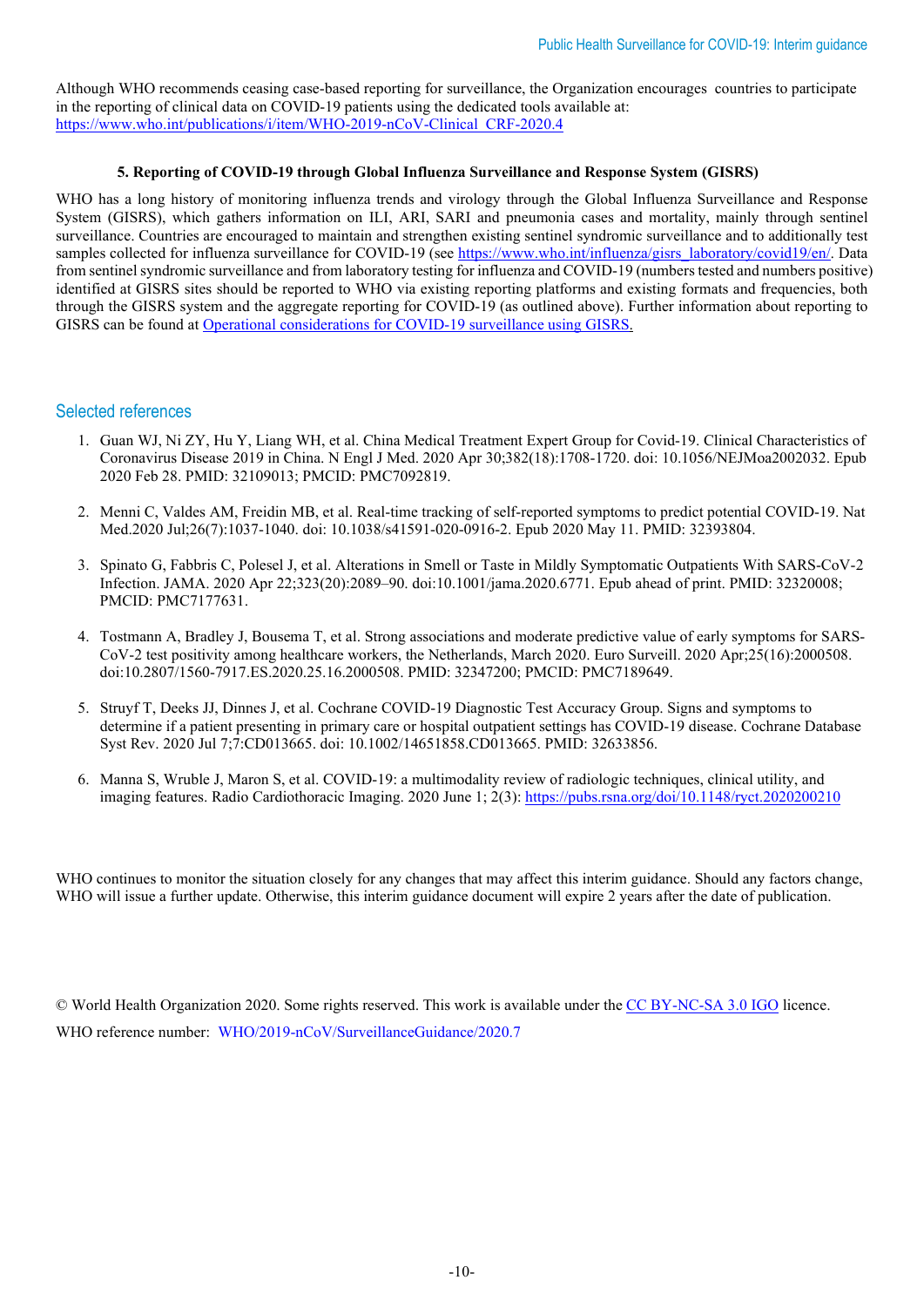Although WHO recommends ceasing case-based reporting for surveillance, the Organization encourages countries to participate in the reporting of clinical data on COVID-19 patients using the dedicated tools available at: https://www.who.int/publications/i/item/WHO-2019-nCoV-Clinical_CRF-2020.4

### 5. Reporting of COVID-19 through Global Influenza Surveillance and Response System (GISRS)

WHO has a long history of monitoring influenza trends and virology through the Global Influenza Surveillance and Response System (GISRS), which gathers information on ILI, ARI, SARI and pneumonia cases and mortality, mainly through sentinel surveillance. Countries are encouraged to maintain and strengthen existing sentinel syndromic surveillance and to additionally test samples collected for influenza surveillance for COVID-19 (see https://www.who.int/influenza/gisrs_laboratory/covid19/en/. Data from sentinel syndromic surveillance and from laboratory testing for influenza and COVID-19 (numbers tested and numbers positive) identified at GISRS sites should be reported to WHO via existing reporting platforms and existing formats and frequencies, both through the GISRS system and the aggregate reporting for COVID-19 (as outlined above). Further information about reporting to GISRS can be found at Operational considerations for COVID-19 surveillance using GISRS.

## Selected references

1. Guan WJ, Ni ZY, Hu Y, Liang WH, et al. China Medical Treatment Expert Group for Covid-19. Clinical Characteristics of Coronavirus Disease 2019 in China. N Engl J Med. 2020 Apr 30;382(18):1708-1720. doi: 10.1056/NEJMoa2002032. Epub 2020 Feb 28. PMID: 32109013; PMCID: PMC7092819.

2. Menni C, Valdes AM, Freidin MB, et al. Real-time tracking of self-reported symptoms to predict potential COVID-19. Nat Med.2020 Jul;26(7):1037-1040. doi: 10.1038/s41591-020-0916-2. Epub 2020 May 11. PMID: 32393804.

3. Spinato G, Fabbris C, Polesel J, et al. Alterations in Smell or Taste in Mildly Symptomatic Outpatients With SARS-CoV-2 Infection. JAMA. 2020 Apr 22;323(20):2089–90. doi:10.1001/jama.2020.6771. Epub ahead of print. PMID: 32320008; PMCID: PMC7177631.

4. Tostmann A, Bradley J, Bousema T, et al. Strong associations and moderate predictive value of early symptoms for SARS-CoV-2 test positivity among healthcare workers, the Netherlands, March 2020. Euro Surveill. 2020 Apr;25(16):2000508. doi:10.2807/1560-7917.ES.2020.25.16.2000508. PMID: 32347200; PMCID: PMC7189649.

5. Struyf T, Deeks JJ, Dinnes J, et al. Cochrane COVID-19 Diagnostic Test Accuracy Group. Signs and symptoms to determine if a patient presenting in primary care or hospital outpatient settings has COVID-19 disease. Cochrane Database Syst Rev. 2020 Jul 7;7:CD013665. doi: 10.1002/14651858.CD013665. PMID: 32633856.

6. Manna S, Wruble J, Maron S, et al. COVID-19: a multimodality review of radiologic techniques, clinical utility, and imaging features. Radio Cardiothoracic Imaging. 2020 June 1; 2(3): https://pubs.rsna.org/doi/10.1148/ryct.2020200210

WHO continues to monitor the situation closely for any changes that may affect this interim guidance. Should any factors change, WHO will issue a further update. Otherwise, this interim guidance document will expire 2 years after the date of publication.

© World Health Organization 2020. Some rights reserved. This work is available under the CC BY-NC-SA 3.0 IGO licence.

WHO reference number: WHO/2019-nCoV/SurveillanceGuidance/2020.7